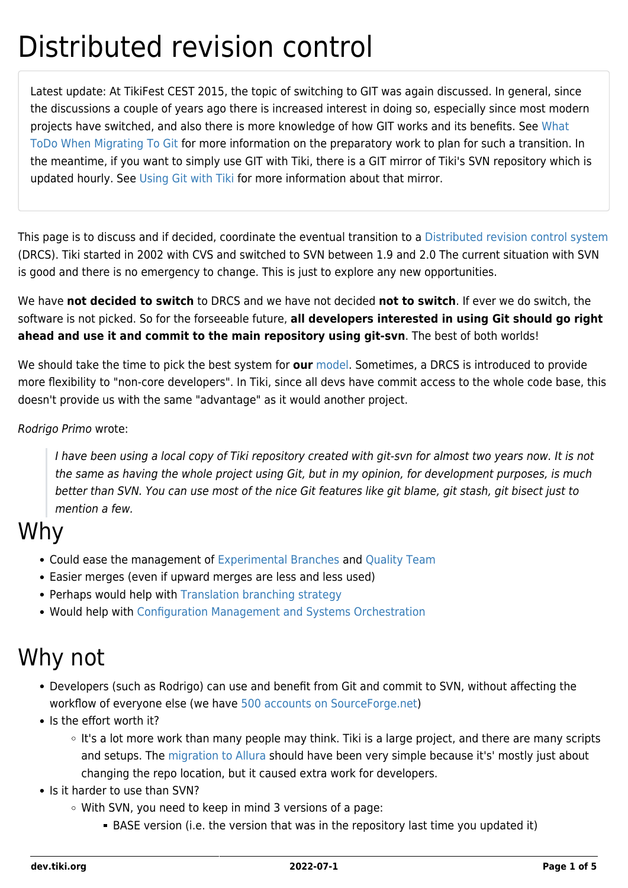# Distributed revision control

> Latest update: At TikiFest CEST 2015, the topic of switching to GIT was again discussed. In general, since the discussions a couple of years ago there is increased interest in doing so, especially since most modern projects have switched, and also there is more knowledge of how GIT works and its benefits. See What ToDo When Migrating To Git for more information on the preparatory work to plan for such a transition. In the meantime, if you want to simply use GIT with Tiki, there is a GIT mirror of Tiki's SVN repository which is updated hourly. See Using Git with Tiki for more information about that mirror.

This page is to discuss and if decided, coordinate the eventual transition to a Distributed revision control system (DRCS). Tiki started in 2002 with CVS and switched to SVN between 1.9 and 2.0 The current situation with SVN is good and there is no emergency to change. This is just to explore any new opportunities.

We have **not decided to switch** to DRCS and we have not decided **not to switch**. If ever we do switch, the software is not picked. So for the forseeable future, **all developers interested in using Git should go right ahead and use it and commit to the main repository using git-svn**. The best of both worlds!

We should take the time to pick the best system for **our** model. Sometimes, a DRCS is introduced to provide more flexibility to "non-core developers". In Tiki, since all devs have commit access to the whole code base, this doesn't provide us with the same "advantage" as it would another project.

*Rodrigo Primo* wrote:

> *I have been using a local copy of Tiki repository created with git-svn for almost two years now. It is not the same as having the whole project using Git, but in my opinion, for development purposes, is much better than SVN. You can use most of the nice Git features like git blame, git stash, git bisect just to mention a few.*

# Why

- Could ease the management of Experimental Branches and Quality Team
- Easier merges (even if upward merges are less and less used)
- Perhaps would help with Translation branching strategy
- Would help with Configuration Management and Systems Orchestration

# Why not

- Developers (such as Rodrigo) can use and benefit from Git and commit to SVN, without affecting the workflow of everyone else (we have 500 accounts on SourceForge.net)
- Is the effort worth it?
  - It's a lot more work than many people may think. Tiki is a large project, and there are many scripts and setups. The migration to Allura should have been very simple because it's' mostly just about changing the repo location, but it caused extra work for developers.
- Is it harder to use than SVN?
  - With SVN, you need to keep in mind 3 versions of a page:
    - BASE version (i.e. the version that was in the repository last time you updated it)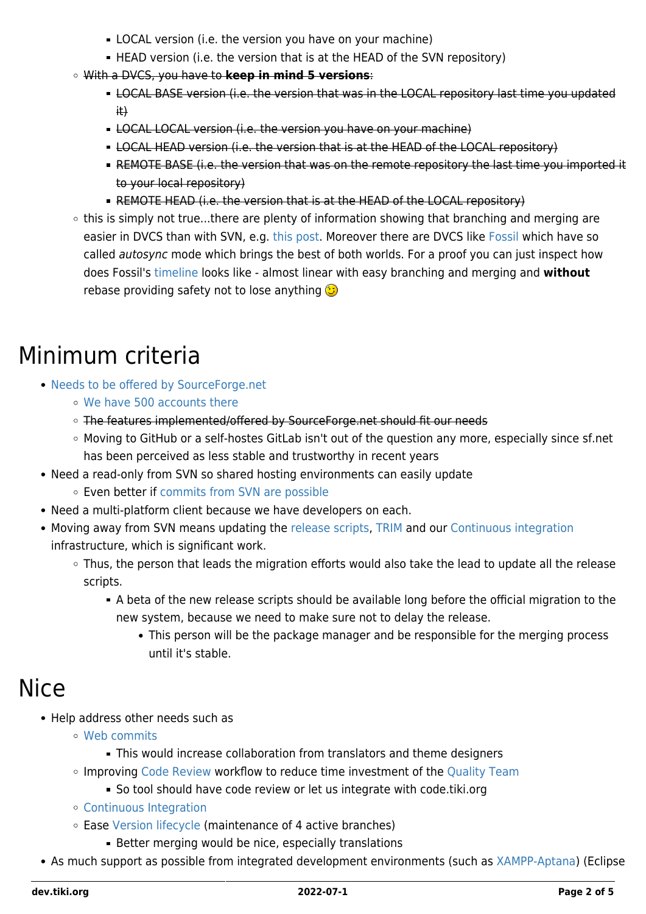- LOCAL version (i.e. the version you have on your machine)
        - HEAD version (i.e. the version that is at the HEAD of the SVN repository)
    - ~~With a DVCS, you have to **keep in mind 5 versions**:~~
        - ~~LOCAL BASE version (i.e. the version that was in the LOCAL repository last time you updated it)~~
        - ~~LOCAL LOCAL version (i.e. the version you have on your machine)~~
        - ~~LOCAL HEAD version (i.e. the version that is at the HEAD of the LOCAL repository)~~
        - ~~REMOTE BASE (i.e. the version that was on the remote repository the last time you imported it to your local repository)~~
        - ~~REMOTE HEAD (i.e. the version that is at the HEAD of the LOCAL repository)~~
    - this is simply not true...there are plenty of information showing that branching and merging are easier in DVCS than with SVN, e.g. this post. Moreover there are DVCS like Fossil which have so called *autosync* mode which brings the best of both worlds. For a proof you can just inspect how does Fossil's timeline looks like - almost linear with easy branching and merging and **without** rebase providing safety not to lose anything 😉

# Minimum criteria

- Needs to be offered by SourceForge.net
    - We have 500 accounts there
    - ~~The features implemented/offered by SourceForge.net should fit our needs~~
    - Moving to GitHub or a self-hostes GitLab isn't out of the question any more, especially since sf.net has been perceived as less stable and trustworthy in recent years
- Need a read-only from SVN so shared hosting environments can easily update
    - Even better if commits from SVN are possible
- Need a multi-platform client because we have developers on each.
- Moving away from SVN means updating the release scripts, TRIM and our Continuous integration infrastructure, which is significant work.
    - Thus, the person that leads the migration efforts would also take the lead to update all the release scripts.
        - A beta of the new release scripts should be available long before the official migration to the new system, because we need to make sure not to delay the release.
            - This person will be the package manager and be responsible for the merging process until it's stable.

# Nice

- Help address other needs such as
    - Web commits
        - This would increase collaboration from translators and theme designers
    - Improving Code Review workflow to reduce time investment of the Quality Team
        - So tool should have code review or let us integrate with code.tiki.org
    - Continuous Integration
    - Ease Version lifecycle (maintenance of 4 active branches)
        - Better merging would be nice, especially translations
- As much support as possible from integrated development environments (such as XAMPP-Aptana) (Eclipse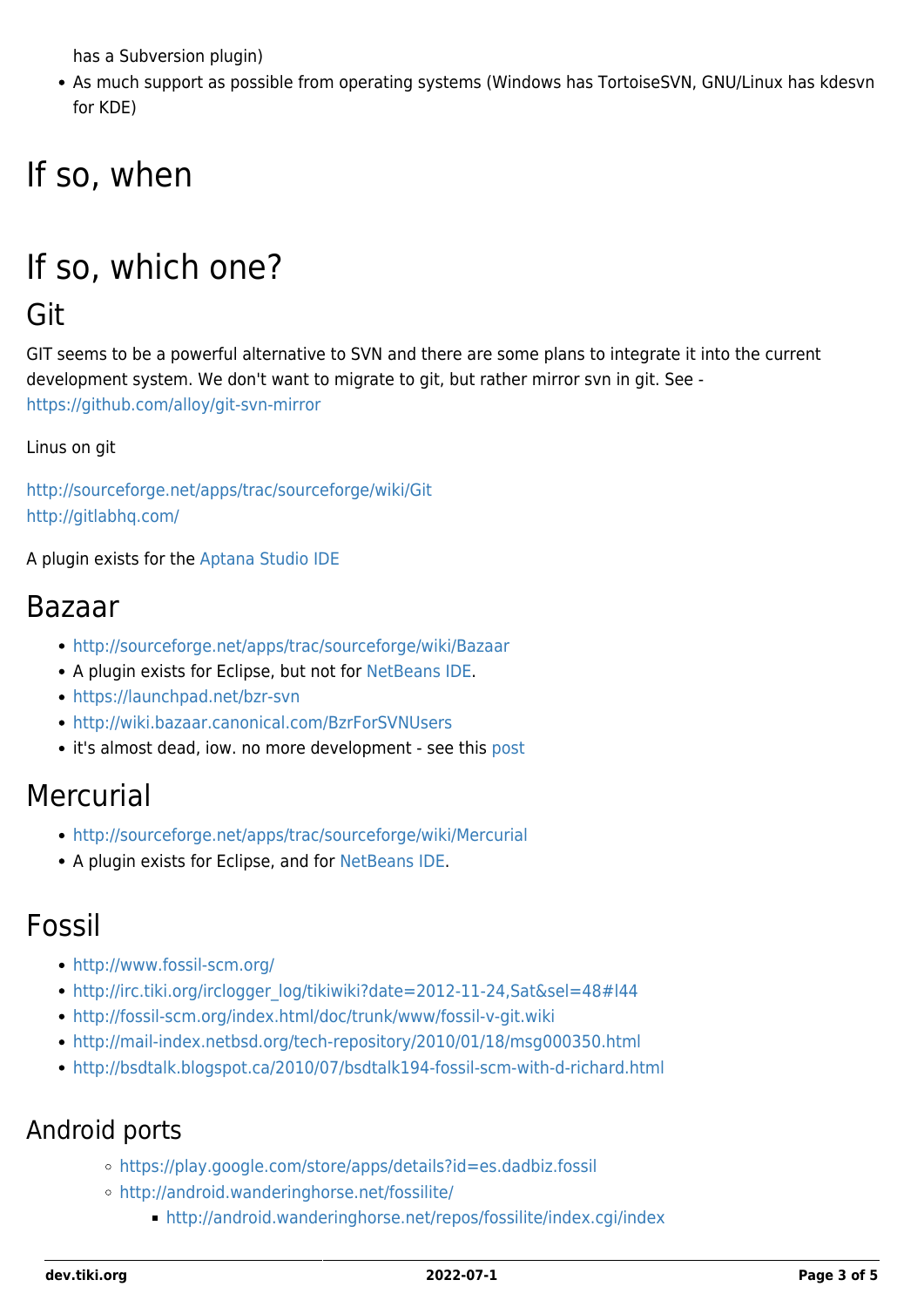has a Subversion plugin)
- As much support as possible from operating systems (Windows has TortoiseSVN, GNU/Linux has kdesvn for KDE)

# If so, when

# If so, which one?

## Git

GIT seems to be a powerful alternative to SVN and there are some plans to integrate it into the current development system. We don't want to migrate to git, but rather mirror svn in git. See - https://github.com/alloy/git-svn-mirror

Linus on git

http://sourceforge.net/apps/trac/sourceforge/wiki/Git
http://gitlabhq.com/

A plugin exists for the Aptana Studio IDE

## Bazaar

- http://sourceforge.net/apps/trac/sourceforge/wiki/Bazaar
- A plugin exists for Eclipse, but not for NetBeans IDE.
- https://launchpad.net/bzr-svn
- http://wiki.bazaar.canonical.com/BzrForSVNUsers
- it's almost dead, iow. no more development - see this post

## Mercurial

- http://sourceforge.net/apps/trac/sourceforge/wiki/Mercurial
- A plugin exists for Eclipse, and for NetBeans IDE.

## Fossil

- http://www.fossil-scm.org/
- http://irc.tiki.org/irclogger_log/tikiwiki?date=2012-11-24,Sat&sel=48#l44
- http://fossil-scm.org/index.html/doc/trunk/www/fossil-v-git.wiki
- http://mail-index.netbsd.org/tech-repository/2010/01/18/msg000350.html
- http://bsdtalk.blogspot.ca/2010/07/bsdtalk194-fossil-scm-with-d-richard.html

### Android ports

- https://play.google.com/store/apps/details?id=es.dadbiz.fossil
- http://android.wanderinghorse.net/fossilite/
  - http://android.wanderinghorse.net/repos/fossilite/index.cgi/index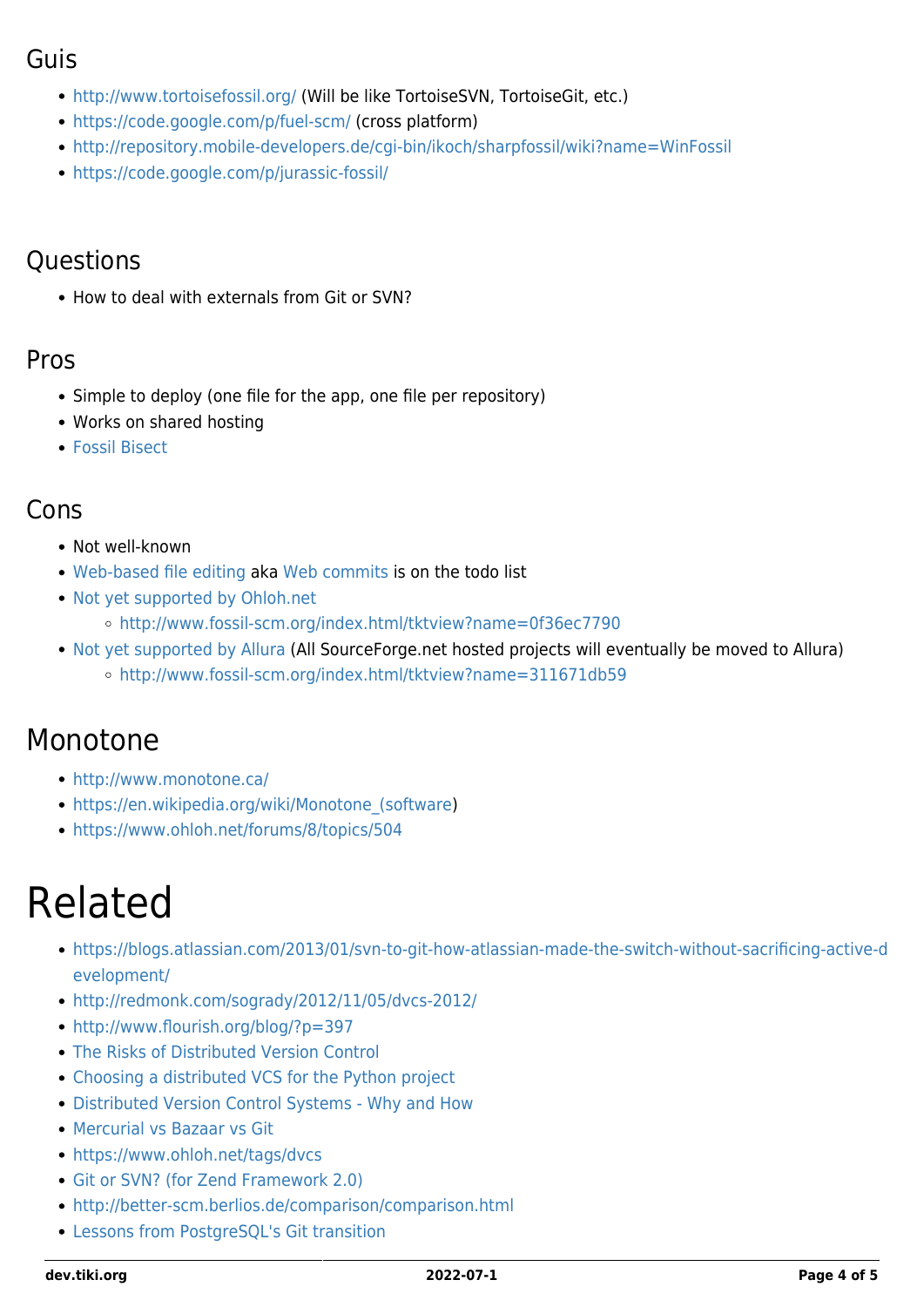### Guis

- http://www.tortoisefossil.org/ (Will be like TortoiseSVN, TortoiseGit, etc.)
- https://code.google.com/p/fuel-scm/ (cross platform)
- http://repository.mobile-developers.de/cgi-bin/ikoch/sharpfossil/wiki?name=WinFossil
- https://code.google.com/p/jurassic-fossil/

### Questions

- How to deal with externals from Git or SVN?

### Pros

- Simple to deploy (one file for the app, one file per repository)
- Works on shared hosting
- Fossil Bisect

### Cons

- Not well-known
- Web-based file editing aka Web commits is on the todo list
- Not yet supported by Ohloh.net
  - http://www.fossil-scm.org/index.html/tktview?name=0f36ec7790
- Not yet supported by Allura (All SourceForge.net hosted projects will eventually be moved to Allura)
  - http://www.fossil-scm.org/index.html/tktview?name=311671db59

## Monotone

- http://www.monotone.ca/
- https://en.wikipedia.org/wiki/Monotone_(software)
- https://www.ohloh.net/forums/8/topics/504

# Related

- https://blogs.atlassian.com/2013/01/svn-to-git-how-atlassian-made-the-switch-without-sacrificing-active-development/
- http://redmonk.com/sogrady/2012/11/05/dvcs-2012/
- http://www.flourish.org/blog/?p=397
- The Risks of Distributed Version Control
- Choosing a distributed VCS for the Python project
- Distributed Version Control Systems - Why and How
- Mercurial vs Bazaar vs Git
- https://www.ohloh.net/tags/dvcs
- Git or SVN? (for Zend Framework 2.0)
- http://better-scm.berlios.de/comparison/comparison.html
- Lessons from PostgreSQL's Git transition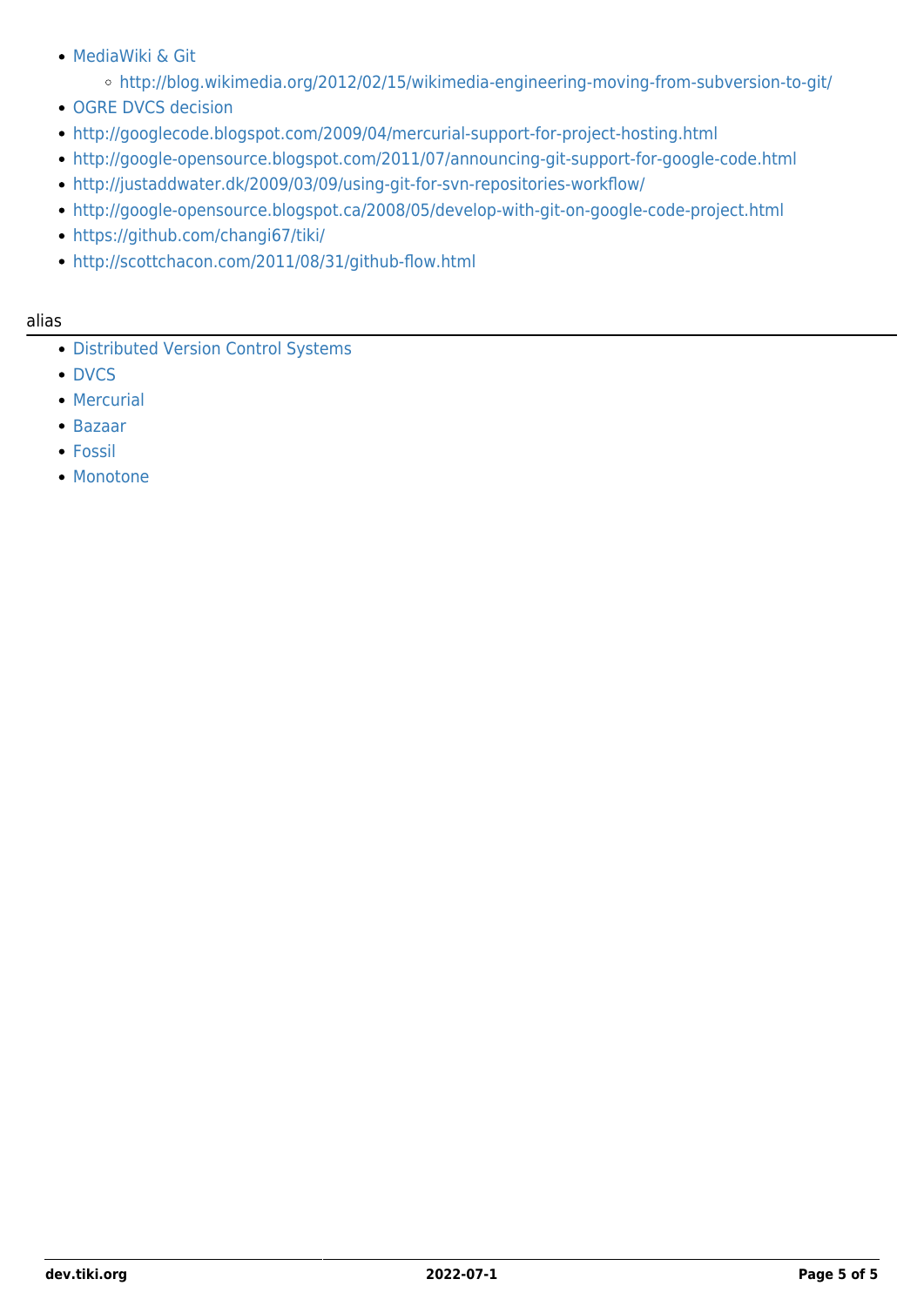- MediaWiki & Git
  - http://blog.wikimedia.org/2012/02/15/wikimedia-engineering-moving-from-subversion-to-git/
- OGRE DVCS decision
- http://googlecode.blogspot.com/2009/04/mercurial-support-for-project-hosting.html
- http://google-opensource.blogspot.com/2011/07/announcing-git-support-for-google-code.html
- http://justaddwater.dk/2009/03/09/using-git-for-svn-repositories-workflow/
- http://google-opensource.blogspot.ca/2008/05/develop-with-git-on-google-code-project.html
- https://github.com/changi67/tiki/
- http://scottchacon.com/2011/08/31/github-flow.html

alias

- Distributed Version Control Systems
- DVCS
- Mercurial
- Bazaar
- Fossil
- Monotone